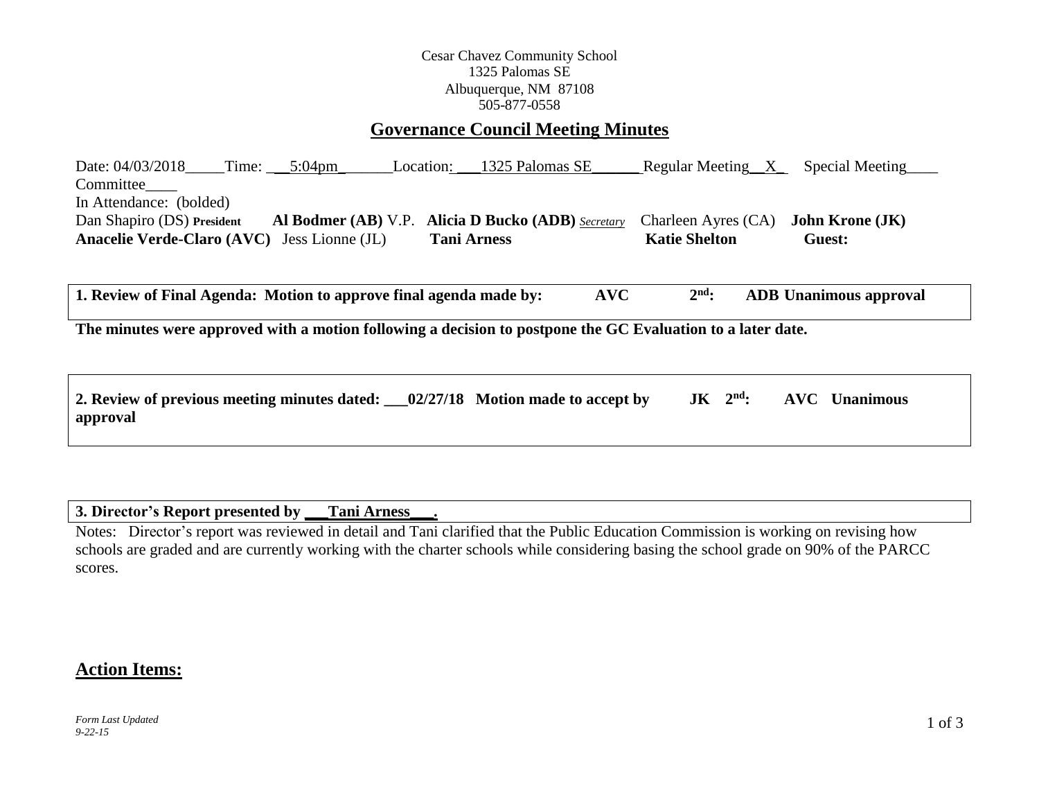Cesar Chavez Community School
1325 Palomas SE
Albuquerque, NM 87108
505-877-0558

## Governance Council Meeting Minutes

Date: 04/03/2018_____Time: ___5:04pm_______Location: ___1325 Palomas SE______ Regular Meeting__X_ Special Meeting____ Committee____

In Attendance: (bolded)

Dan Shapiro (DS) **President** **Al Bodmer (AB)** V.P. **Alicia D Bucko (ADB)** *Secretary* Charleen Ayres (CA) **John Krone (JK)**
**Anacelie Verde-Claro (AVC)** Jess Lionne (JL) **Tani Arness** **Katie Shelton** **Guest:**

**1. Review of Final Agenda: Motion to approve final agenda made by: AVC 2nd: ADB Unanimous approval**

**The minutes were approved with a motion following a decision to postpone the GC Evaluation to a later date.**

**2. Review of previous meeting minutes dated: ___02/27/18 Motion made to accept by JK 2nd: AVC Unanimous approval**

**3. Director's Report presented by ___Tani Arness___.**

Notes: Director's report was reviewed in detail and Tani clarified that the Public Education Commission is working on revising how schools are graded and are currently working with the charter schools while considering basing the school grade on 90% of the PARCC scores.

## Action Items:

*Form Last Updated 9-22-15*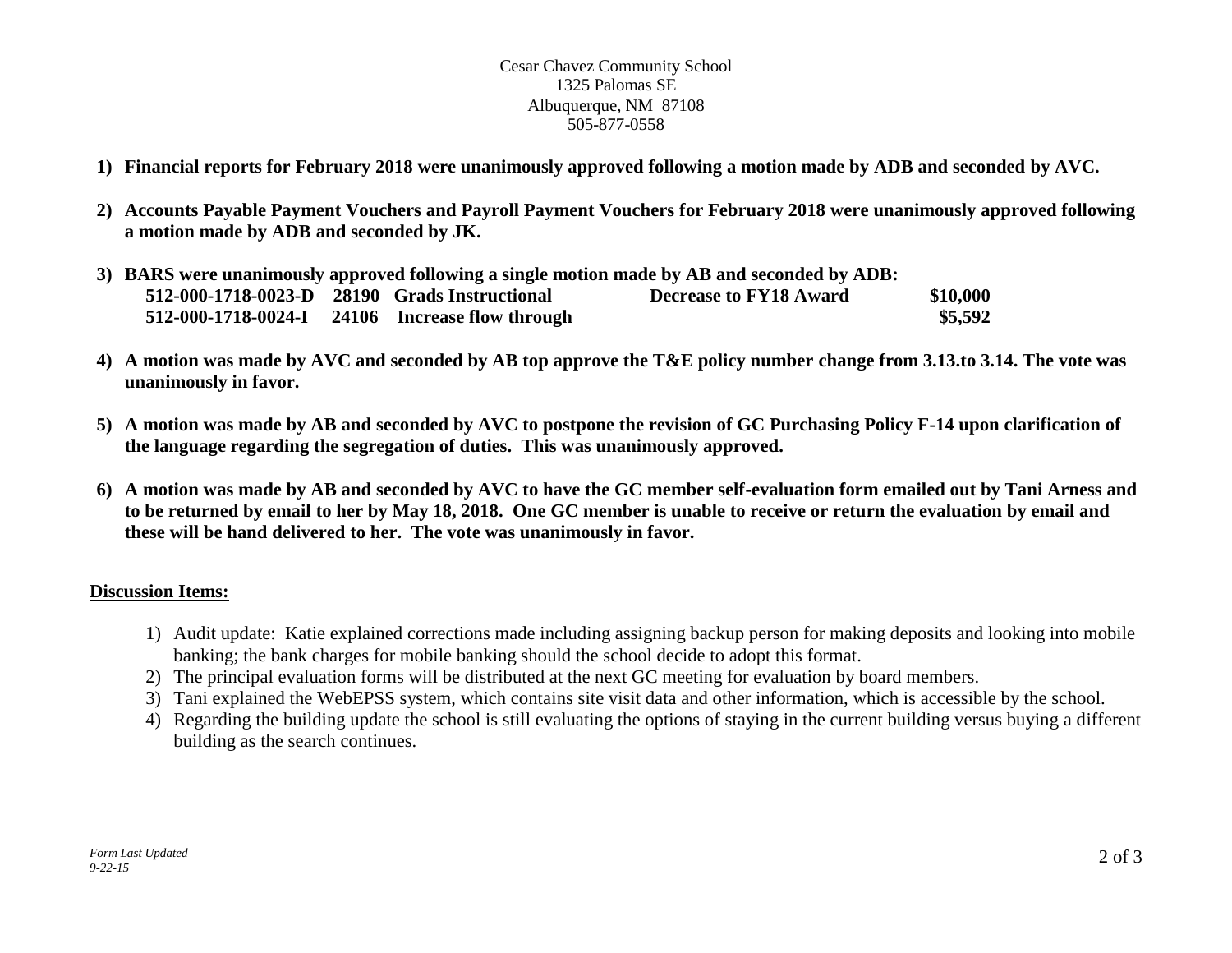Cesar Chavez Community School
1325 Palomas SE
Albuquerque, NM 87108
505-877-0558

1) **Financial reports for February 2018 were unanimously approved following a motion made by ADB and seconded by AVC.**

2) **Accounts Payable Payment Vouchers and Payroll Payment Vouchers for February 2018 were unanimously approved following a motion made by ADB and seconded by JK.**

3) **BARS were unanimously approved following a single motion made by AB and seconded by ADB:**

| | | | | |
|---|---|---|---|---|
| **512-000-1718-0023-D** | **28190** | **Grads Instructional** | **Decrease to FY18 Award** | **$10,000** |
| **512-000-1718-0024-I** | **24106** | **Increase flow through** | | **$5,592** |

4) **A motion was made by AVC and seconded by AB top approve the T&E policy number change from 3.13.to 3.14. The vote was unanimously in favor.**

5) **A motion was made by AB and seconded by AVC to postpone the revision of GC Purchasing Policy F-14 upon clarification of the language regarding the segregation of duties. This was unanimously approved.**

6) **A motion was made by AB and seconded by AVC to have the GC member self-evaluation form emailed out by Tani Arness and to be returned by email to her by May 18, 2018. One GC member is unable to receive or return the evaluation by email and these will be hand delivered to her. The vote was unanimously in favor.**

**Discussion Items:**

1) Audit update: Katie explained corrections made including assigning backup person for making deposits and looking into mobile banking; the bank charges for mobile banking should the school decide to adopt this format.
2) The principal evaluation forms will be distributed at the next GC meeting for evaluation by board members.
3) Tani explained the WebEPSS system, which contains site visit data and other information, which is accessible by the school.
4) Regarding the building update the school is still evaluating the options of staying in the current building versus buying a different building as the search continues.

*Form Last Updated 9-22-15*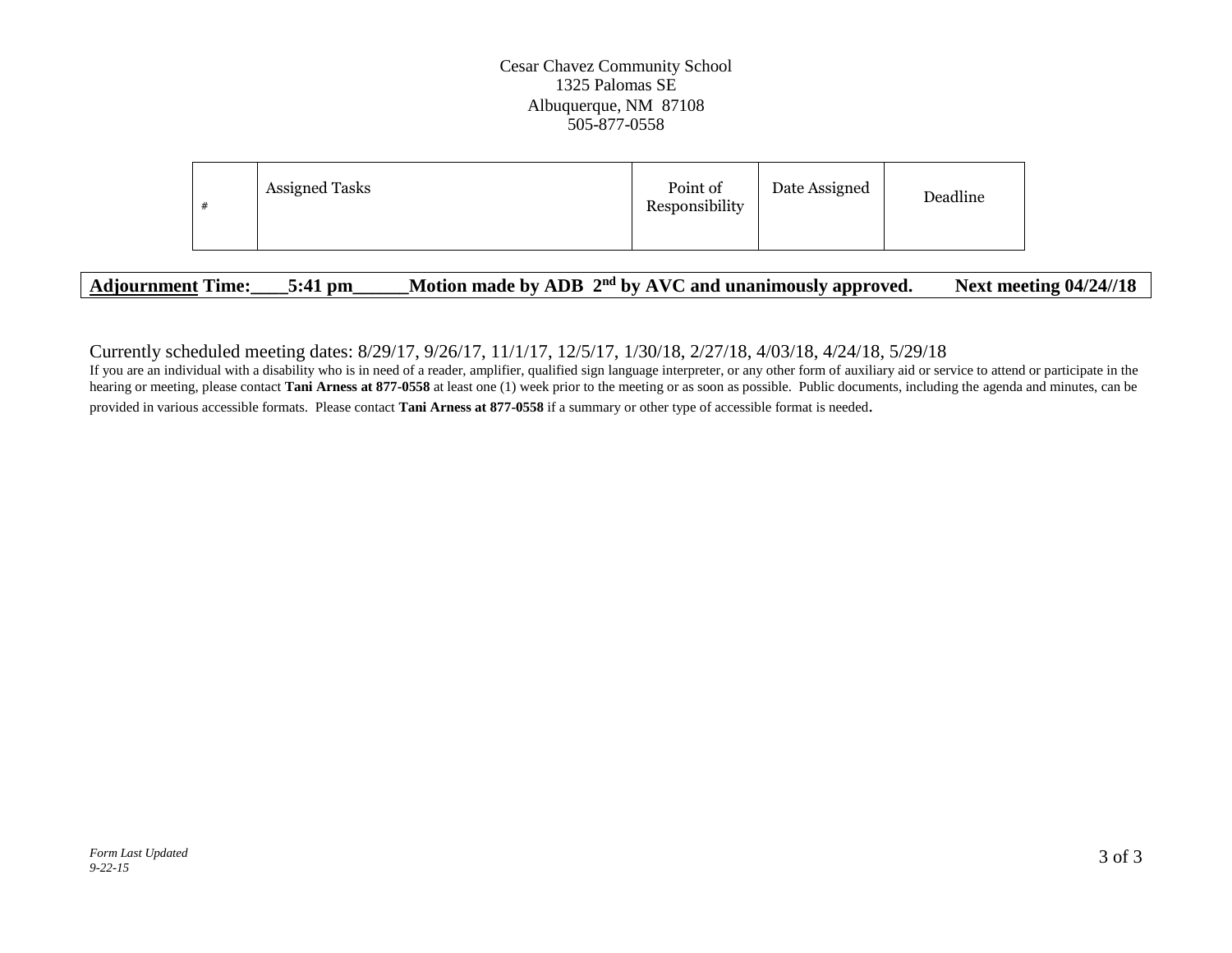Cesar Chavez Community School
1325 Palomas SE
Albuquerque, NM 87108
505-877-0558

| # | Assigned Tasks | Point of Responsibility | Date Assigned | Deadline |
|---|---|---|---|---|

| |
|---|
| **<u>Adjournment</u> Time:\_\_\_\_5:41 pm\_\_\_\_\_\_Motion made by ADB 2nd by AVC and unanimously approved. Next meeting 04/24//18** |

Currently scheduled meeting dates: 8/29/17, 9/26/17, 11/1/17, 12/5/17, 1/30/18, 2/27/18, 4/03/18, 4/24/18, 5/29/18

If you are an individual with a disability who is in need of a reader, amplifier, qualified sign language interpreter, or any other form of auxiliary aid or service to attend or participate in the hearing or meeting, please contact **Tani Arness at 877-0558** at least one (1) week prior to the meeting or as soon as possible. Public documents, including the agenda and minutes, can be provided in various accessible formats. Please contact **Tani Arness at 877-0558** if a summary or other type of accessible format is needed.

*Form Last Updated 9-22-15*